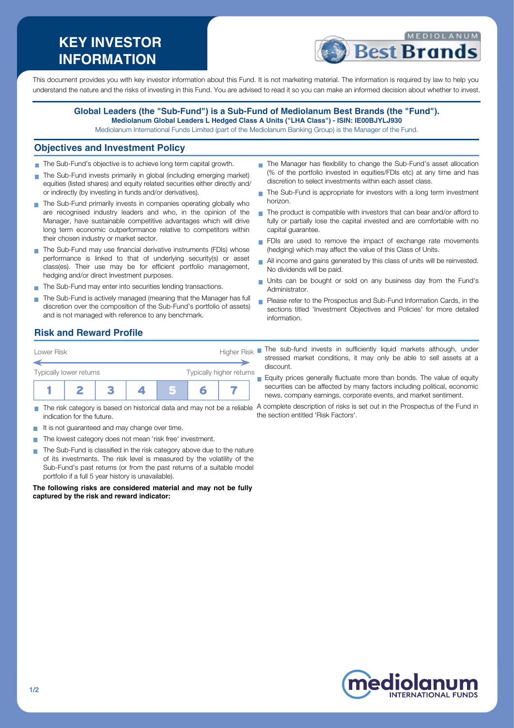# KEY INVESTOR INFORMATION

MEDIOLANUM Best Brands

This document provides you with key investor information about this Fund. It is not marketing material. The information is required by law to help you understand the nature and the risks of investing in this Fund. You are advised to read it so you can make an informed decision about whether to invest.

**Global Leaders (the "Sub-Fund") is a Sub-Fund of Mediolanum Best Brands (the "Fund").**
**Mediolanum Global Leaders L Hedged Class A Units ("LHA Class") - ISIN: IE00BJYLJ930**
Mediolanum International Funds Limited (part of the Mediolanum Banking Group) is the Manager of the Fund.

## Objectives and Investment Policy

- The Sub-Fund's objective is to achieve long term capital growth.
- The Sub-Fund invests primarily in global (including emerging market) equities (listed shares) and equity related securities either directly and/ or indirectly (by investing in funds and/or derivatives).
- The Sub-Fund primarily invests in companies operating globally who are recognised industry leaders and who, in the opinion of the Manager, have sustainable competitive advantages which will drive long term economic outperformance relative to competitors within their chosen industry or market sector.
- The Sub-Fund may use financial derivative instruments (FDIs) whose performance is linked to that of underlying security(s) or asset class(es). Their use may be for efficient portfolio management, hedging and/or direct Investment purposes.
- The Sub-Fund may enter into securities lending transactions.
- The Sub-Fund is actively managed (meaning that the Manager has full discretion over the composition of the Sub-Fund's portfolio of assets) and is not managed with reference to any benchmark.
- The Manager has flexibility to change the Sub-Fund's asset allocation (% of the portfolio invested in equities/FDIs etc) at any time and has discretion to select investments within each asset class.
- The Sub-Fund is appropriate for investors with a long term investment horizon.
- The product is compatible with investors that can bear and/or afford to fully or partially lose the capital invested and are comfortable with no capital guarantee.
- FDIs are used to remove the impact of exchange rate movements (hedging) which may affect the value of this Class of Units.
- All income and gains generated by this class of units will be reinvested. No dividends will be paid.
- Units can be bought or sold on any business day from the Fund's Administrator.
- Please refer to the Prospectus and Sub-Fund Information Cards, in the sections titled 'Investment Objectives and Policies' for more detailed information.

## Risk and Reward Profile

| Lower Risk | | | | | | Higher Risk |
|---|---|---|---|---|---|---|
| Typically lower returns | | | | | | Typically higher returns |
| 1 | 2 | 3 | 4 | **5** | 6 | 7 |

- The risk category is based on historical data and may not be a reliable indication for the future.
- It is not guaranteed and may change over time.
- The lowest category does not mean 'risk free' investment.
- The Sub-Fund is classified in the risk category above due to the nature of its investments. The risk level is measured by the volatility of the Sub-Fund's past returns (or from the past returns of a suitable model portfolio if a full 5 year history is unavailable).

**The following risks are considered material and may not be fully captured by the risk and reward indicator:**

- The sub-fund invests in sufficiently liquid markets although, under stressed market conditions, it may only be able to sell assets at a discount.
- Equity prices generally fluctuate more than bonds. The value of equity securities can be affected by many factors including political, economic news, company earnings, corporate events, and market sentiment.

A complete description of risks is set out in the Prospectus of the Fund in the section entitled 'Risk Factors'.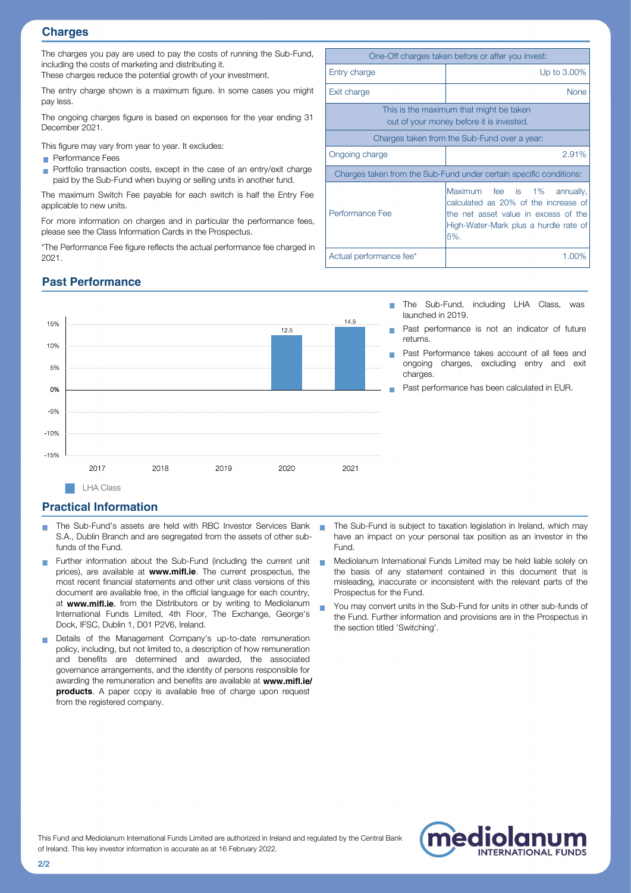## Charges

The charges you pay are used to pay the costs of running the Sub-Fund, including the costs of marketing and distributing it.
These charges reduce the potential growth of your investment.

The entry charge shown is a maximum figure. In some cases you might pay less.

The ongoing charges figure is based on expenses for the year ending 31 December 2021.

This figure may vary from year to year. It excludes:

- Performance Fees
- Portfolio transaction costs, except in the case of an entry/exit charge paid by the Sub-Fund when buying or selling units in another fund.

The maximum Switch Fee payable for each switch is half the Entry Fee applicable to new units.

For more information on charges and in particular the performance fees, please see the Class Information Cards in the Prospectus.

*The Performance Fee figure reflects the actual performance fee charged in 2021.

| One-Off charges taken before or after you invest: | |
|---|---|
| Entry charge | Up to 3.00% |
| Exit charge | None |
| This is the maximum that might be taken out of your money before it is invested. | |
| Charges taken from the Sub-Fund over a year: | |
| Ongoing charge | 2.91% |
| Charges taken from the Sub-Fund under certain specific conditions: | |
| Performance Fee | Maximum fee is 1% annually, calculated as 20% of the increase of the net asset value in excess of the High-Water-Mark plus a hurdle rate of 5%. |
| Actual performance fee* | 1.00% |

## Past Performance

15%
10%
5%
0%
-5%
-10%
-15%
2017 2018 2019 2020 2021
12.5
14.5
LHA Class

- The Sub-Fund, including LHA Class, was launched in 2019.
- Past performance is not an indicator of future returns.
- Past Performance takes account of all fees and ongoing charges, excluding entry and exit charges.
- Past performance has been calculated in EUR.

## Practical Information

- The Sub-Fund's assets are held with RBC Investor Services Bank S.A., Dublin Branch and are segregated from the assets of other sub-funds of the Fund.
- Further information about the Sub-Fund (including the current unit prices), are available at **www.mifl.ie**. The current prospectus, the most recent financial statements and other unit class versions of this document are available free, in the official language for each country, at **www.mifl.ie**, from the Distributors or by writing to Mediolanum International Funds Limited, 4th Floor, The Exchange, George's Dock, IFSC, Dublin 1, D01 P2V6, Ireland.
- Details of the Management Company's up-to-date remuneration policy, including, but not limited to, a description of how remuneration and benefits are determined and awarded, the associated governance arrangements, and the identity of persons responsible for awarding the remuneration and benefits are available at **www.mifl.ie/products**. A paper copy is available free of charge upon request from the registered company.
- The Sub-Fund is subject to taxation legislation in Ireland, which may have an impact on your personal tax position as an investor in the Fund.
- Mediolanum International Funds Limited may be held liable solely on the basis of any statement contained in this document that is misleading, inaccurate or inconsistent with the relevant parts of the Prospectus for the Fund.
- You may convert units in the Sub-Fund for units in other sub-funds of the Fund. Further information and provisions are in the Prospectus in the section titled 'Switching'.

This Fund and Mediolanum International Funds Limited are authorized in Ireland and regulated by the Central Bank of Ireland. This key investor information is accurate as at 16 February 2022.